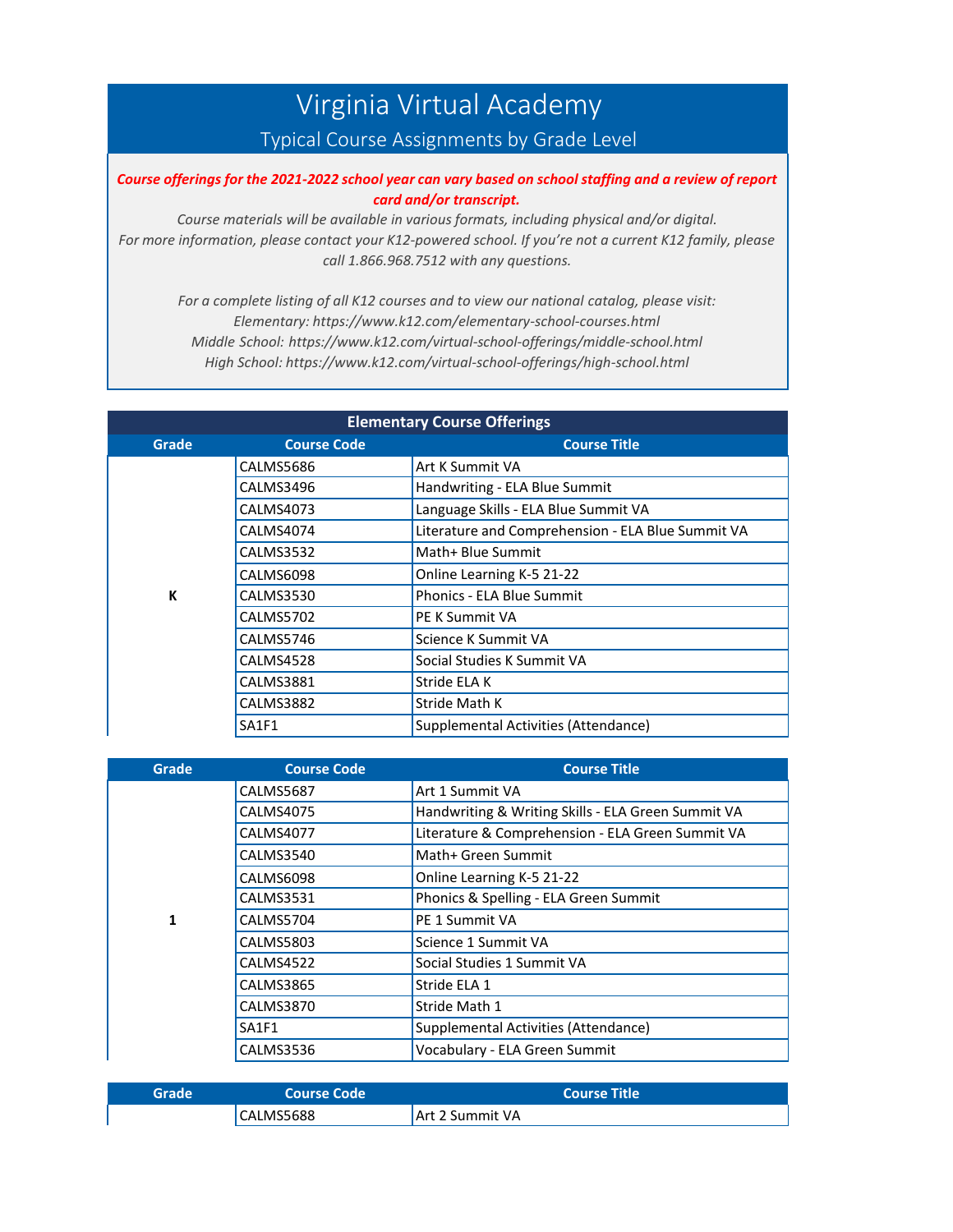# Virginia Virtual Academy

## Typical Course Assignments by Grade Level

***Course offerings for the 2021-2022 school year can vary based on school staffing and a review of report card and/or transcript.***

*Course materials will be available in various formats, including physical and/or digital.*
*For more information, please contact your K12-powered school. If you're not a current K12 family, please call 1.866.968.7512 with any questions.*

*For a complete listing of all K12 courses and to view our national catalog, please visit:*
*Elementary: https://www.k12.com/elementary-school-courses.html*
*Middle School: https://www.k12.com/virtual-school-offerings/middle-school.html*
*High School: https://www.k12.com/virtual-school-offerings/high-school.html*

### Elementary Course Offerings

| Grade | Course Code | Course Title |
|---|---|---|
| K | CALMS5686 | Art K Summit VA |
| | CALMS3496 | Handwriting - ELA Blue Summit |
| | CALMS4073 | Language Skills - ELA Blue Summit VA |
| | CALMS4074 | Literature and Comprehension - ELA Blue Summit VA |
| | CALMS3532 | Math+ Blue Summit |
| | CALMS6098 | Online Learning K-5 21-22 |
| | CALMS3530 | Phonics - ELA Blue Summit |
| | CALMS5702 | PE K Summit VA |
| | CALMS5746 | Science K Summit VA |
| | CALMS4528 | Social Studies K Summit VA |
| | CALMS3881 | Stride ELA K |
| | CALMS3882 | Stride Math K |
| | SA1F1 | Supplemental Activities (Attendance) |

| Grade | Course Code | Course Title |
|---|---|---|
| 1 | CALMS5687 | Art 1 Summit VA |
| | CALMS4075 | Handwriting & Writing Skills - ELA Green Summit VA |
| | CALMS4077 | Literature & Comprehension - ELA Green Summit VA |
| | CALMS3540 | Math+ Green Summit |
| | CALMS6098 | Online Learning K-5 21-22 |
| | CALMS3531 | Phonics & Spelling - ELA Green Summit |
| | CALMS5704 | PE 1 Summit VA |
| | CALMS5803 | Science 1 Summit VA |
| | CALMS4522 | Social Studies 1 Summit VA |
| | CALMS3865 | Stride ELA 1 |
| | CALMS3870 | Stride Math 1 |
| | SA1F1 | Supplemental Activities (Attendance) |
| | CALMS3536 | Vocabulary - ELA Green Summit |

| Grade | Course Code | Course Title |
|---|---|---|
| | CALMS5688 | Art 2 Summit VA |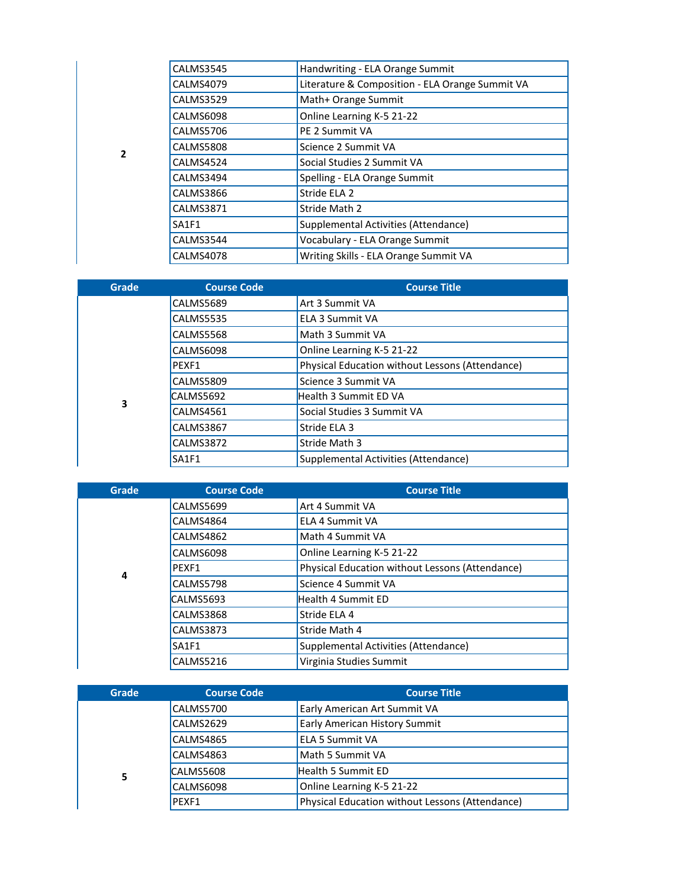| Grade | Course Code | Course Title |
|---|---|---|
| 2 | CALMS3545 | Handwriting - ELA Orange Summit |
| | CALMS4079 | Literature & Composition - ELA Orange Summit VA |
| | CALMS3529 | Math+ Orange Summit |
| | CALMS6098 | Online Learning K-5 21-22 |
| | CALMS5706 | PE 2 Summit VA |
| | CALMS5808 | Science 2 Summit VA |
| | CALMS4524 | Social Studies 2 Summit VA |
| | CALMS3494 | Spelling - ELA Orange Summit |
| | CALMS3866 | Stride ELA 2 |
| | CALMS3871 | Stride Math 2 |
| | SA1F1 | Supplemental Activities (Attendance) |
| | CALMS3544 | Vocabulary - ELA Orange Summit |
| | CALMS4078 | Writing Skills - ELA Orange Summit VA |

| Grade | Course Code | Course Title |
|---|---|---|
| 3 | CALMS5689 | Art 3 Summit VA |
| | CALMS5535 | ELA 3 Summit VA |
| | CALMS5568 | Math 3 Summit VA |
| | CALMS6098 | Online Learning K-5 21-22 |
| | PEXF1 | Physical Education without Lessons (Attendance) |
| | CALMS5809 | Science 3 Summit VA |
| | CALMS5692 | Health 3 Summit ED VA |
| | CALMS4561 | Social Studies 3 Summit VA |
| | CALMS3867 | Stride ELA 3 |
| | CALMS3872 | Stride Math 3 |
| | SA1F1 | Supplemental Activities (Attendance) |

| Grade | Course Code | Course Title |
|---|---|---|
| 4 | CALMS5699 | Art 4 Summit VA |
| | CALMS4864 | ELA 4 Summit VA |
| | CALMS4862 | Math 4 Summit VA |
| | CALMS6098 | Online Learning K-5 21-22 |
| | PEXF1 | Physical Education without Lessons (Attendance) |
| | CALMS5798 | Science 4 Summit VA |
| | CALMS5693 | Health 4 Summit ED |
| | CALMS3868 | Stride ELA 4 |
| | CALMS3873 | Stride Math 4 |
| | SA1F1 | Supplemental Activities (Attendance) |
| | CALMS5216 | Virginia Studies Summit |

| Grade | Course Code | Course Title |
|---|---|---|
| 5 | CALMS5700 | Early American Art Summit VA |
| | CALMS2629 | Early American History Summit |
| | CALMS4865 | ELA 5 Summit VA |
| | CALMS4863 | Math 5 Summit VA |
| | CALMS5608 | Health 5 Summit ED |
| | CALMS6098 | Online Learning K-5 21-22 |
| | PEXF1 | Physical Education without Lessons (Attendance) |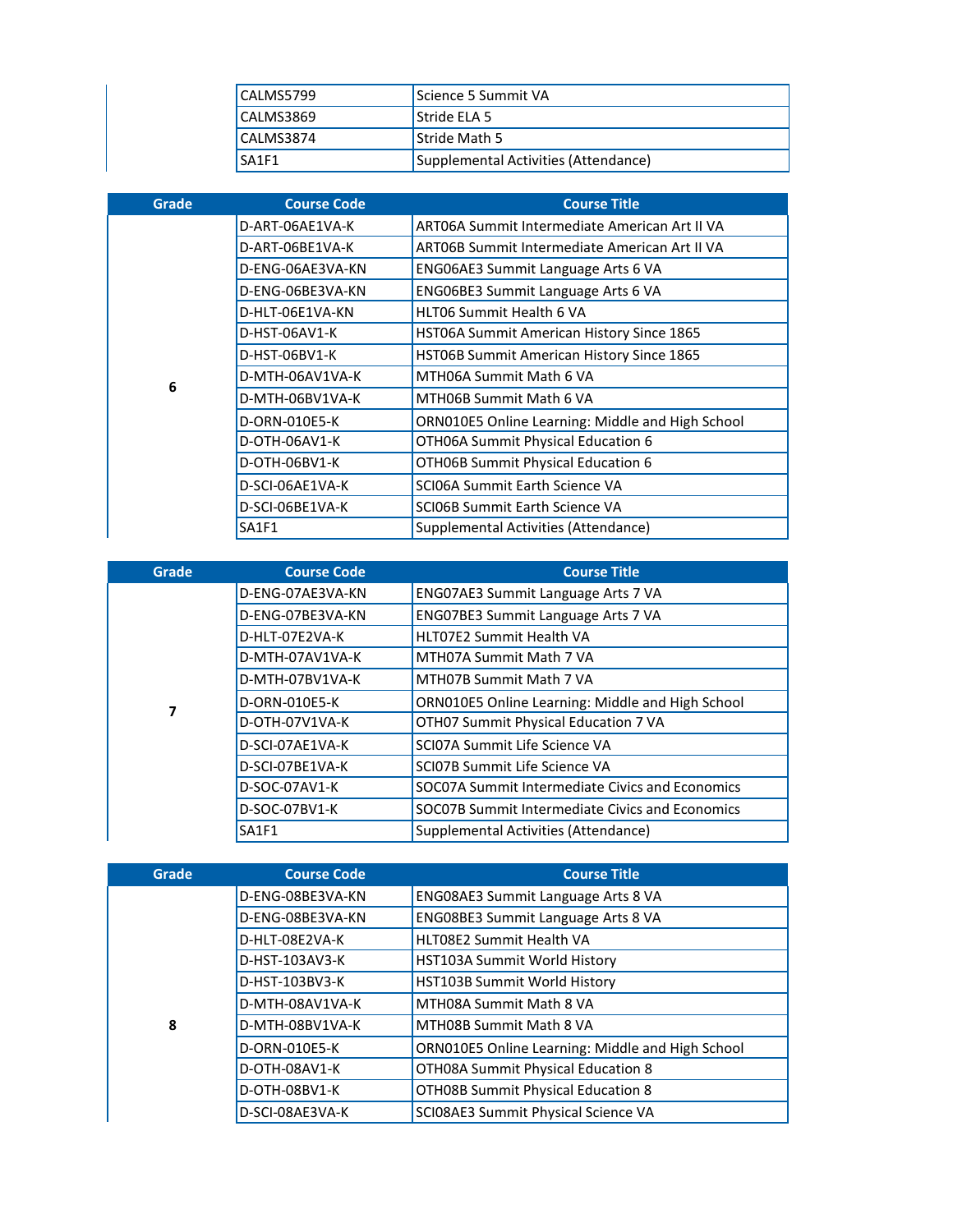| Grade | Course Code | Course Title |
|---|---|---|
| | CALMS5799 | Science 5 Summit VA |
| | CALMS3869 | Stride ELA 5 |
| | CALMS3874 | Stride Math 5 |
| | SA1F1 | Supplemental Activities (Attendance) |

| Grade | Course Code | Course Title |
|---|---|---|
| 6 | D-ART-06AE1VA-K | ART06A Summit Intermediate American Art II VA |
| | D-ART-06BE1VA-K | ART06B Summit Intermediate American Art II VA |
| | D-ENG-06AE3VA-KN | ENG06AE3 Summit Language Arts 6 VA |
| | D-ENG-06BE3VA-KN | ENG06BE3 Summit Language Arts 6 VA |
| | D-HLT-06E1VA-KN | HLT06 Summit Health 6 VA |
| | D-HST-06AV1-K | HST06A Summit American History Since 1865 |
| | D-HST-06BV1-K | HST06B Summit American History Since 1865 |
| | D-MTH-06AV1VA-K | MTH06A Summit Math 6 VA |
| | D-MTH-06BV1VA-K | MTH06B Summit Math 6 VA |
| | D-ORN-010E5-K | ORN010E5 Online Learning: Middle and High School |
| | D-OTH-06AV1-K | OTH06A Summit Physical Education 6 |
| | D-OTH-06BV1-K | OTH06B Summit Physical Education 6 |
| | D-SCI-06AE1VA-K | SCI06A Summit Earth Science VA |
| | D-SCI-06BE1VA-K | SCI06B Summit Earth Science VA |
| | SA1F1 | Supplemental Activities (Attendance) |

| Grade | Course Code | Course Title |
|---|---|---|
| 7 | D-ENG-07AE3VA-KN | ENG07AE3 Summit Language Arts 7 VA |
| | D-ENG-07BE3VA-KN | ENG07BE3 Summit Language Arts 7 VA |
| | D-HLT-07E2VA-K | HLT07E2 Summit Health VA |
| | D-MTH-07AV1VA-K | MTH07A Summit Math 7 VA |
| | D-MTH-07BV1VA-K | MTH07B Summit Math 7 VA |
| | D-ORN-010E5-K | ORN010E5 Online Learning: Middle and High School |
| | D-OTH-07V1VA-K | OTH07 Summit Physical Education 7 VA |
| | D-SCI-07AE1VA-K | SCI07A Summit Life Science VA |
| | D-SCI-07BE1VA-K | SCI07B Summit Life Science VA |
| | D-SOC-07AV1-K | SOC07A Summit Intermediate Civics and Economics |
| | D-SOC-07BV1-K | SOC07B Summit Intermediate Civics and Economics |
| | SA1F1 | Supplemental Activities (Attendance) |

| Grade | Course Code | Course Title |
|---|---|---|
| 8 | D-ENG-08BE3VA-KN | ENG08AE3 Summit Language Arts 8 VA |
| | D-ENG-08BE3VA-KN | ENG08BE3 Summit Language Arts 8 VA |
| | D-HLT-08E2VA-K | HLT08E2 Summit Health VA |
| | D-HST-103AV3-K | HST103A Summit World History |
| | D-HST-103BV3-K | HST103B Summit World History |
| | D-MTH-08AV1VA-K | MTH08A Summit Math 8 VA |
| | D-MTH-08BV1VA-K | MTH08B Summit Math 8 VA |
| | D-ORN-010E5-K | ORN010E5 Online Learning: Middle and High School |
| | D-OTH-08AV1-K | OTH08A Summit Physical Education 8 |
| | D-OTH-08BV1-K | OTH08B Summit Physical Education 8 |
| | D-SCI-08AE3VA-K | SCI08AE3 Summit Physical Science VA |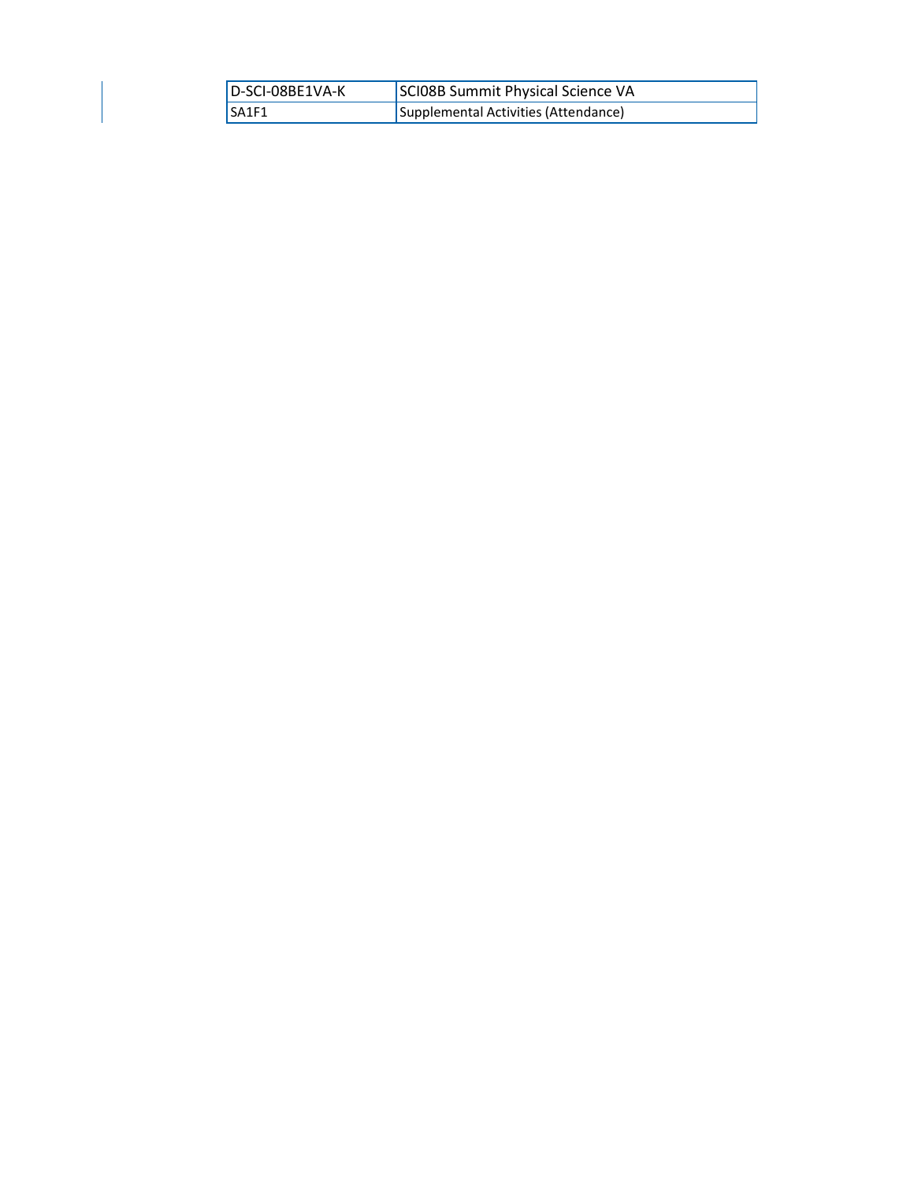| | |
|---|---|
| D-SCI-08BE1VA-K | SCI08B Summit Physical Science VA |
| SA1F1 | Supplemental Activities (Attendance) |